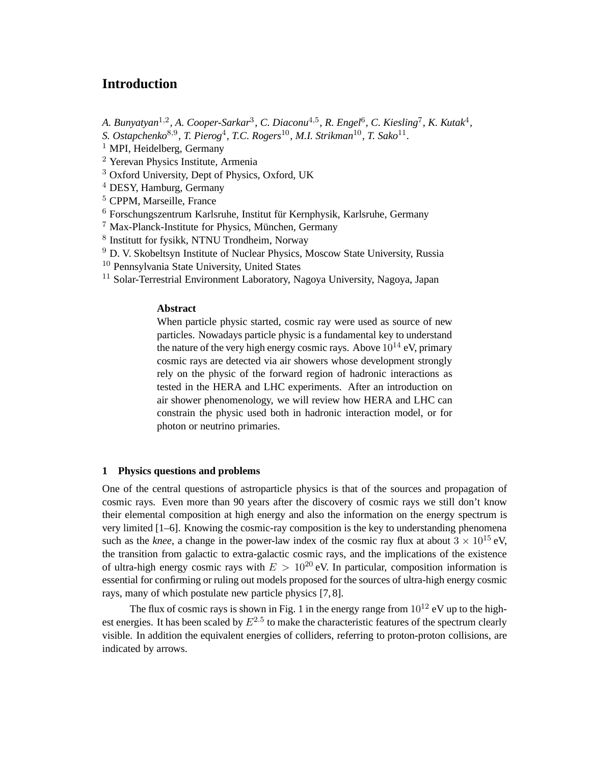# Introduction

*A. Bunyatyan*[1,2], *A. Cooper-Sarkar*[3], *C. Diaconu*[4,5], *R. Engel*[6], *C. Kiesling*[7], *K. Kutak*[4], *S. Ostapchenko*[8,9], *T. Pierog*[4], *T.C. Rogers*[10], *M.I. Strikman*[10], *T. Sako*[11].

[1] MPI, Heidelberg, Germany
[2] Yerevan Physics Institute, Armenia
[3] Oxford University, Dept of Physics, Oxford, UK
[4] DESY, Hamburg, Germany
[5] CPPM, Marseille, France
[6] Forschungszentrum Karlsruhe, Institut für Kernphysik, Karlsruhe, Germany
[7] Max-Planck-Institute for Physics, München, Germany
[8] Institutt for fysikk, NTNU Trondheim, Norway
[9] D. V. Skobeltsyn Institute of Nuclear Physics, Moscow State University, Russia
[10] Pennsylvania State University, United States
[11] Solar-Terrestrial Environment Laboratory, Nagoya University, Nagoya, Japan

**Abstract**

When particle physic started, cosmic ray were used as source of new particles. Nowadays particle physic is a fundamental key to understand the nature of the very high energy cosmic rays. Above $10^{14}$ eV, primary cosmic rays are detected via air showers whose development strongly rely on the physic of the forward region of hadronic interactions as tested in the HERA and LHC experiments. After an introduction on air shower phenomenology, we will review how HERA and LHC can constrain the physic used both in hadronic interaction model, or for photon or neutrino primaries.

## 1 Physics questions and problems

One of the central questions of astroparticle physics is that of the sources and propagation of cosmic rays. Even more than 90 years after the discovery of cosmic rays we still don't know their elemental composition at high energy and also the information on the energy spectrum is very limited [1–6]. Knowing the cosmic-ray composition is the key to understanding phenomena such as the *knee*, a change in the power-law index of the cosmic ray flux at about $3 \times 10^{15}$ eV, the transition from galactic to extra-galactic cosmic rays, and the implications of the existence of ultra-high energy cosmic rays with $E > 10^{20}$ eV. In particular, composition information is essential for confirming or ruling out models proposed for the sources of ultra-high energy cosmic rays, many of which postulate new particle physics [7, 8].

The flux of cosmic rays is shown in Fig. 1 in the energy range from $10^{12}$ eV up to the highest energies. It has been scaled by $E^{2.5}$ to make the characteristic features of the spectrum clearly visible. In addition the equivalent energies of colliders, referring to proton-proton collisions, are indicated by arrows.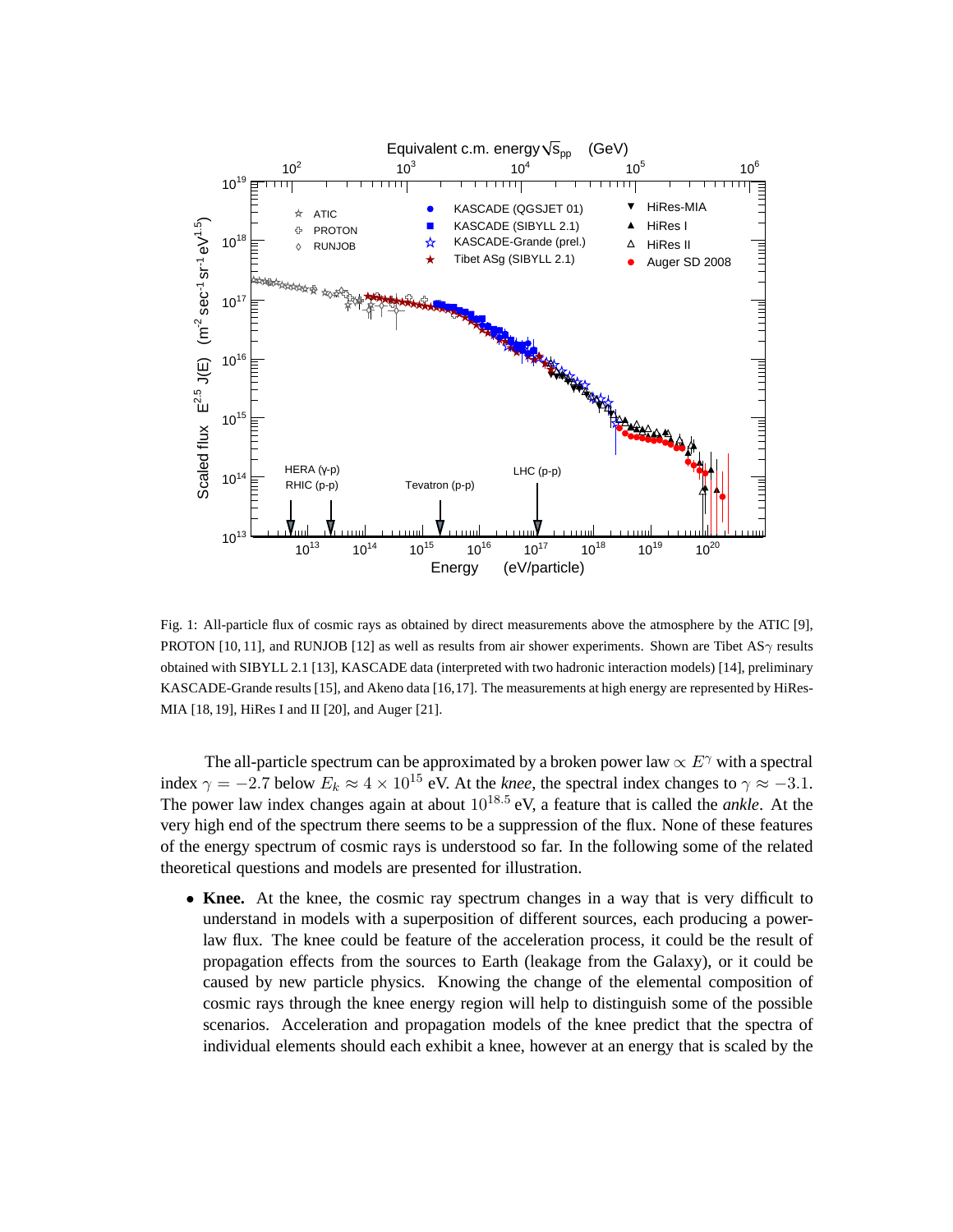Fig. 1: All-particle flux of cosmic rays as obtained by direct measurements above the atmosphere by the ATIC [9], PROTON [10, 11], and RUNJOB [12] as well as results from air shower experiments. Shown are Tibet AS$\gamma$ results obtained with SIBYLL 2.1 [13], KASCADE data (interpreted with two hadronic interaction models) [14], preliminary KASCADE-Grande results [15], and Akeno data [16,17]. The measurements at high energy are represented by HiRes-MIA [18, 19], HiRes I and II [20], and Auger [21].

The all-particle spectrum can be approximated by a broken power law $\propto E^{\gamma}$ with a spectral index $\gamma = -2.7$ below $E_k \approx 4 \times 10^{15}$ eV. At the *knee*, the spectral index changes to $\gamma \approx -3.1$. The power law index changes again at about $10^{18.5}$ eV, a feature that is called the *ankle*. At the very high end of the spectrum there seems to be a suppression of the flux. None of these features of the energy spectrum of cosmic rays is understood so far. In the following some of the related theoretical questions and models are presented for illustration.

- **Knee.** At the knee, the cosmic ray spectrum changes in a way that is very difficult to understand in models with a superposition of different sources, each producing a power-law flux. The knee could be feature of the acceleration process, it could be the result of propagation effects from the sources to Earth (leakage from the Galaxy), or it could be caused by new particle physics. Knowing the change of the elemental composition of cosmic rays through the knee energy region will help to distinguish some of the possible scenarios. Acceleration and propagation models of the knee predict that the spectra of individual elements should each exhibit a knee, however at an energy that is scaled by the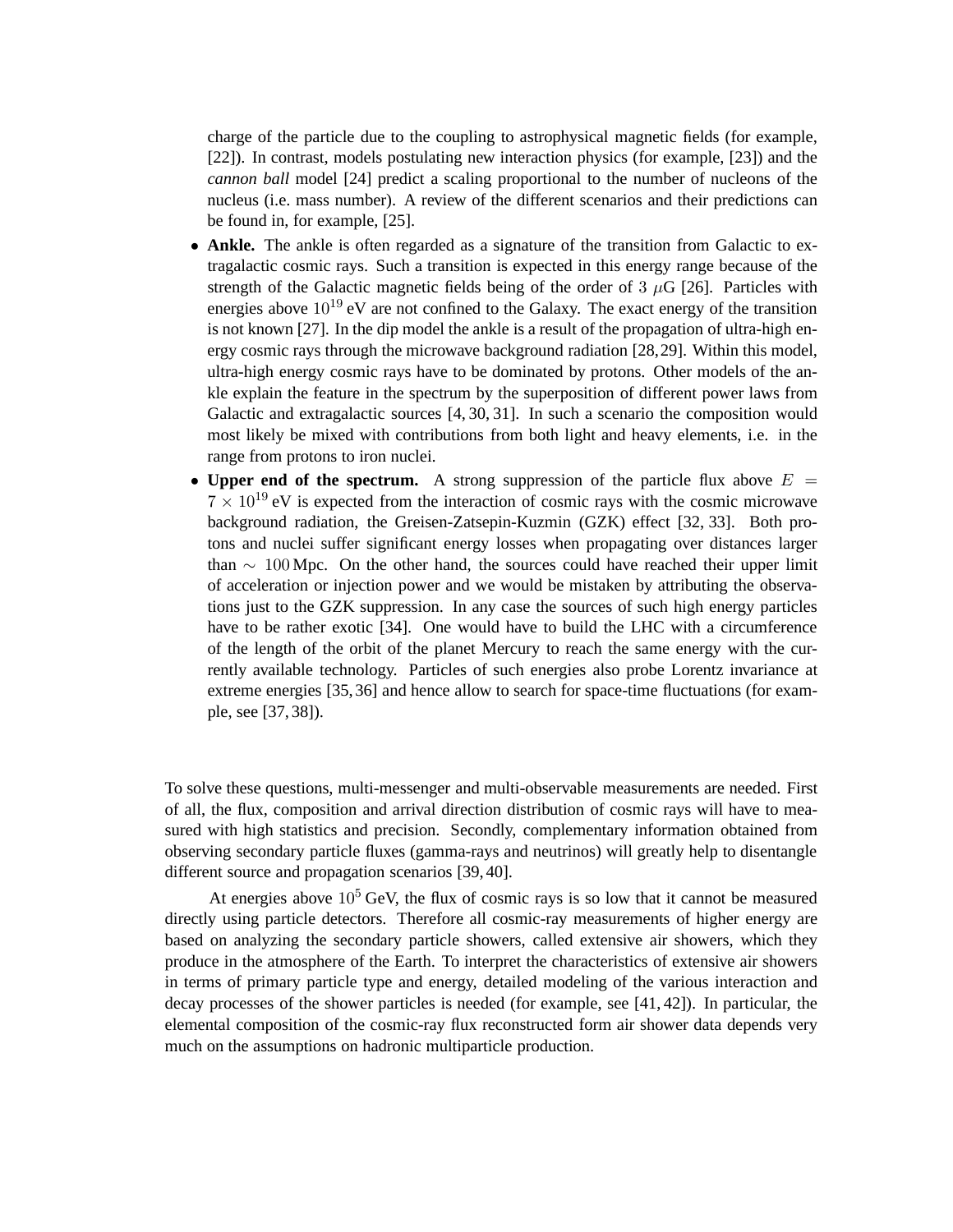charge of the particle due to the coupling to astrophysical magnetic fields (for example, [22]). In contrast, models postulating new interaction physics (for example, [23]) and the *cannon ball* model [24] predict a scaling proportional to the number of nucleons of the nucleus (i.e. mass number). A review of the different scenarios and their predictions can be found in, for example, [25].

- **Ankle.** The ankle is often regarded as a signature of the transition from Galactic to extragalactic cosmic rays. Such a transition is expected in this energy range because of the strength of the Galactic magnetic fields being of the order of $3\ \mu$G [26]. Particles with energies above $10^{19}$ eV are not confined to the Galaxy. The exact energy of the transition is not known [27]. In the dip model the ankle is a result of the propagation of ultra-high energy cosmic rays through the microwave background radiation [28,29]. Within this model, ultra-high energy cosmic rays have to be dominated by protons. Other models of the ankle explain the feature in the spectrum by the superposition of different power laws from Galactic and extragalactic sources [4, 30, 31]. In such a scenario the composition would most likely be mixed with contributions from both light and heavy elements, i.e. in the range from protons to iron nuclei.
- **Upper end of the spectrum.** A strong suppression of the particle flux above $E = 7 \times 10^{19}$ eV is expected from the interaction of cosmic rays with the cosmic microwave background radiation, the Greisen-Zatsepin-Kuzmin (GZK) effect [32, 33]. Both protons and nuclei suffer significant energy losses when propagating over distances larger than $\sim 100\,$Mpc. On the other hand, the sources could have reached their upper limit of acceleration or injection power and we would be mistaken by attributing the observations just to the GZK suppression. In any case the sources of such high energy particles have to be rather exotic [34]. One would have to build the LHC with a circumference of the length of the orbit of the planet Mercury to reach the same energy with the currently available technology. Particles of such energies also probe Lorentz invariance at extreme energies [35,36] and hence allow to search for space-time fluctuations (for example, see [37,38]).

To solve these questions, multi-messenger and multi-observable measurements are needed. First of all, the flux, composition and arrival direction distribution of cosmic rays will have to measured with high statistics and precision. Secondly, complementary information obtained from observing secondary particle fluxes (gamma-rays and neutrinos) will greatly help to disentangle different source and propagation scenarios [39, 40].

At energies above $10^5$ GeV, the flux of cosmic rays is so low that it cannot be measured directly using particle detectors. Therefore all cosmic-ray measurements of higher energy are based on analyzing the secondary particle showers, called extensive air showers, which they produce in the atmosphere of the Earth. To interpret the characteristics of extensive air showers in terms of primary particle type and energy, detailed modeling of the various interaction and decay processes of the shower particles is needed (for example, see [41, 42]). In particular, the elemental composition of the cosmic-ray flux reconstructed form air shower data depends very much on the assumptions on hadronic multiparticle production.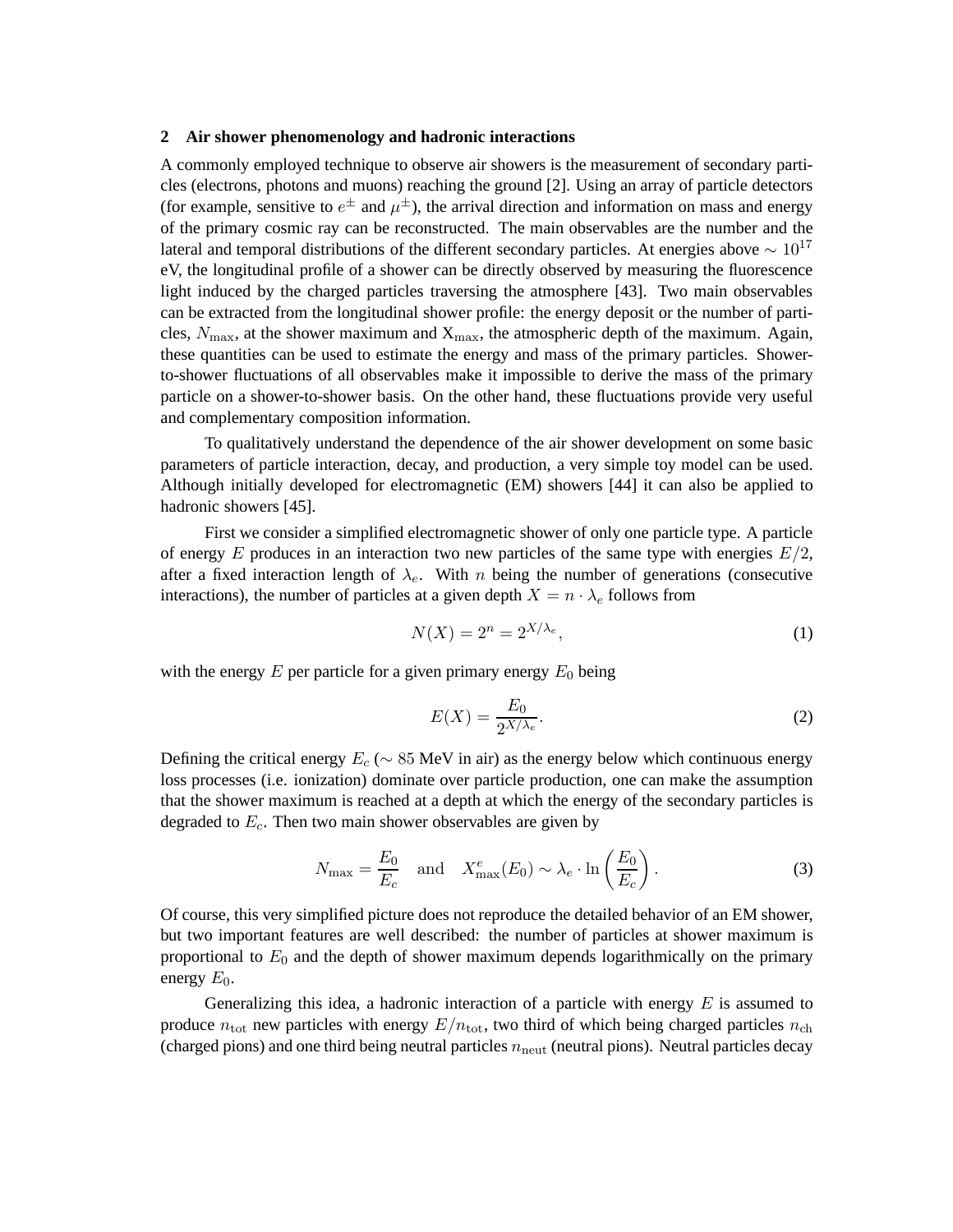## 2 Air shower phenomenology and hadronic interactions

A commonly employed technique to observe air showers is the measurement of secondary particles (electrons, photons and muons) reaching the ground [2]. Using an array of particle detectors (for example, sensitive to $e^{\pm}$ and $\mu^{\pm}$), the arrival direction and information on mass and energy of the primary cosmic ray can be reconstructed. The main observables are the number and the lateral and temporal distributions of the different secondary particles. At energies above $\sim 10^{17}$ eV, the longitudinal profile of a shower can be directly observed by measuring the fluorescence light induced by the charged particles traversing the atmosphere [43]. Two main observables can be extracted from the longitudinal shower profile: the energy deposit or the number of particles, $N_{\max}$, at the shower maximum and $X_{\max}$, the atmospheric depth of the maximum. Again, these quantities can be used to estimate the energy and mass of the primary particles. Shower-to-shower fluctuations of all observables make it impossible to derive the mass of the primary particle on a shower-to-shower basis. On the other hand, these fluctuations provide very useful and complementary composition information.

To qualitatively understand the dependence of the air shower development on some basic parameters of particle interaction, decay, and production, a very simple toy model can be used. Although initially developed for electromagnetic (EM) showers [44] it can also be applied to hadronic showers [45].

First we consider a simplified electromagnetic shower of only one particle type. A particle of energy $E$ produces in an interaction two new particles of the same type with energies $E/2$, after a fixed interaction length of $\lambda_e$. With $n$ being the number of generations (consecutive interactions), the number of particles at a given depth $X = n \cdot \lambda_e$ follows from

$$N(X) = 2^n = 2^{X/\lambda_e}, \tag{1}$$

with the energy $E$ per particle for a given primary energy $E_0$ being

$$E(X) = \frac{E_0}{2^{X/\lambda_e}}. \tag{2}$$

Defining the critical energy $E_c$ ($\sim 85$ MeV in air) as the energy below which continuous energy loss processes (i.e. ionization) dominate over particle production, one can make the assumption that the shower maximum is reached at a depth at which the energy of the secondary particles is degraded to $E_c$. Then two main shower observables are given by

$$N_{\max} = \frac{E_0}{E_c} \quad \text{and} \quad X^e_{\max}(E_0) \sim \lambda_e \cdot \ln\left(\frac{E_0}{E_c}\right). \tag{3}$$

Of course, this very simplified picture does not reproduce the detailed behavior of an EM shower, but two important features are well described: the number of particles at shower maximum is proportional to $E_0$ and the depth of shower maximum depends logarithmically on the primary energy $E_0$.

Generalizing this idea, a hadronic interaction of a particle with energy $E$ is assumed to produce $n_{\text{tot}}$ new particles with energy $E/n_{\text{tot}}$, two third of which being charged particles $n_{\text{ch}}$ (charged pions) and one third being neutral particles $n_{\text{neut}}$ (neutral pions). Neutral particles decay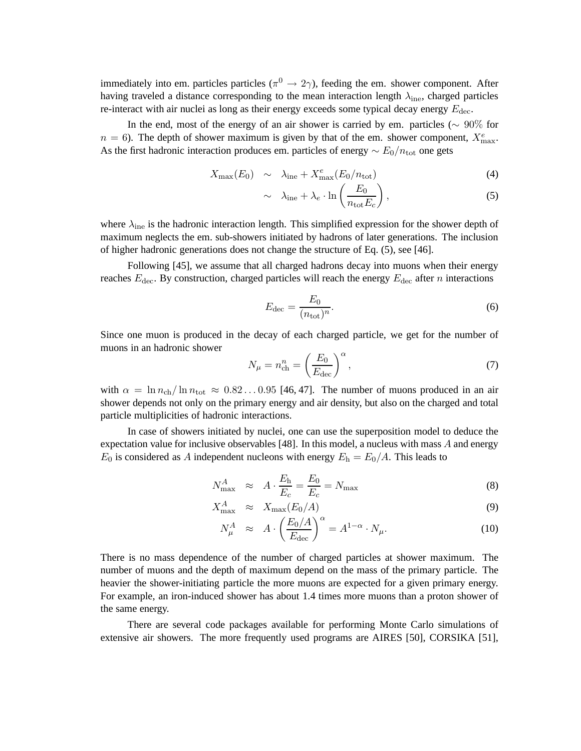immediately into em. particles particles ($\pi^0 \rightarrow 2\gamma$), feeding the em. shower component. After having traveled a distance corresponding to the mean interaction length $\lambda_{\rm ine}$, charged particles re-interact with air nuclei as long as their energy exceeds some typical decay energy $E_{\rm dec}$.

In the end, most of the energy of an air shower is carried by em. particles ($\sim 90\%$ for $n = 6$). The depth of shower maximum is given by that of the em. shower component, $X^e_{\rm max}$. As the first hadronic interaction produces em. particles of energy $\sim E_0/n_{\rm tot}$ one gets

$$X_{\rm max}(E_0) \sim \lambda_{\rm ine} + X^e_{\rm max}(E_0/n_{\rm tot}) \tag{4}$$

$$\sim \lambda_{\rm ine} + \lambda_e \cdot \ln\left(\frac{E_0}{n_{\rm tot}E_c}\right), \tag{5}$$

where $\lambda_{\rm ine}$ is the hadronic interaction length. This simplified expression for the shower depth of maximum neglects the em. sub-showers initiated by hadrons of later generations. The inclusion of higher hadronic generations does not change the structure of Eq. (5), see [46].

Following [45], we assume that all charged hadrons decay into muons when their energy reaches $E_{\rm dec}$. By construction, charged particles will reach the energy $E_{\rm dec}$ after $n$ interactions

$$E_{\rm dec} = \frac{E_0}{(n_{\rm tot})^n}. \tag{6}$$

Since one muon is produced in the decay of each charged particle, we get for the number of muons in an hadronic shower

$$N_\mu = n^n_{\rm ch} = \left(\frac{E_0}{E_{\rm dec}}\right)^\alpha, \tag{7}$$

with $\alpha = \ln n_{\rm ch}/\ln n_{\rm tot} \approx 0.82 \ldots 0.95$ [46, 47]. The number of muons produced in an air shower depends not only on the primary energy and air density, but also on the charged and total particle multiplicities of hadronic interactions.

In case of showers initiated by nuclei, one can use the superposition model to deduce the expectation value for inclusive observables [48]. In this model, a nucleus with mass $A$ and energy $E_0$ is considered as $A$ independent nucleons with energy $E_{\rm h} = E_0/A$. This leads to

$$N^A_{\rm max} \approx A \cdot \frac{E_{\rm h}}{E_c} = \frac{E_0}{E_c} = N_{\rm max} \tag{8}$$

$$X^A_{\rm max} \approx X_{\rm max}(E_0/A) \tag{9}$$

$$N^A_\mu \approx A \cdot \left(\frac{E_0/A}{E_{\rm dec}}\right)^\alpha = A^{1-\alpha} \cdot N_\mu. \tag{10}$$

There is no mass dependence of the number of charged particles at shower maximum. The number of muons and the depth of maximum depend on the mass of the primary particle. The heavier the shower-initiating particle the more muons are expected for a given primary energy. For example, an iron-induced shower has about 1.4 times more muons than a proton shower of the same energy.

There are several code packages available for performing Monte Carlo simulations of extensive air showers. The more frequently used programs are AIRES [50], CORSIKA [51],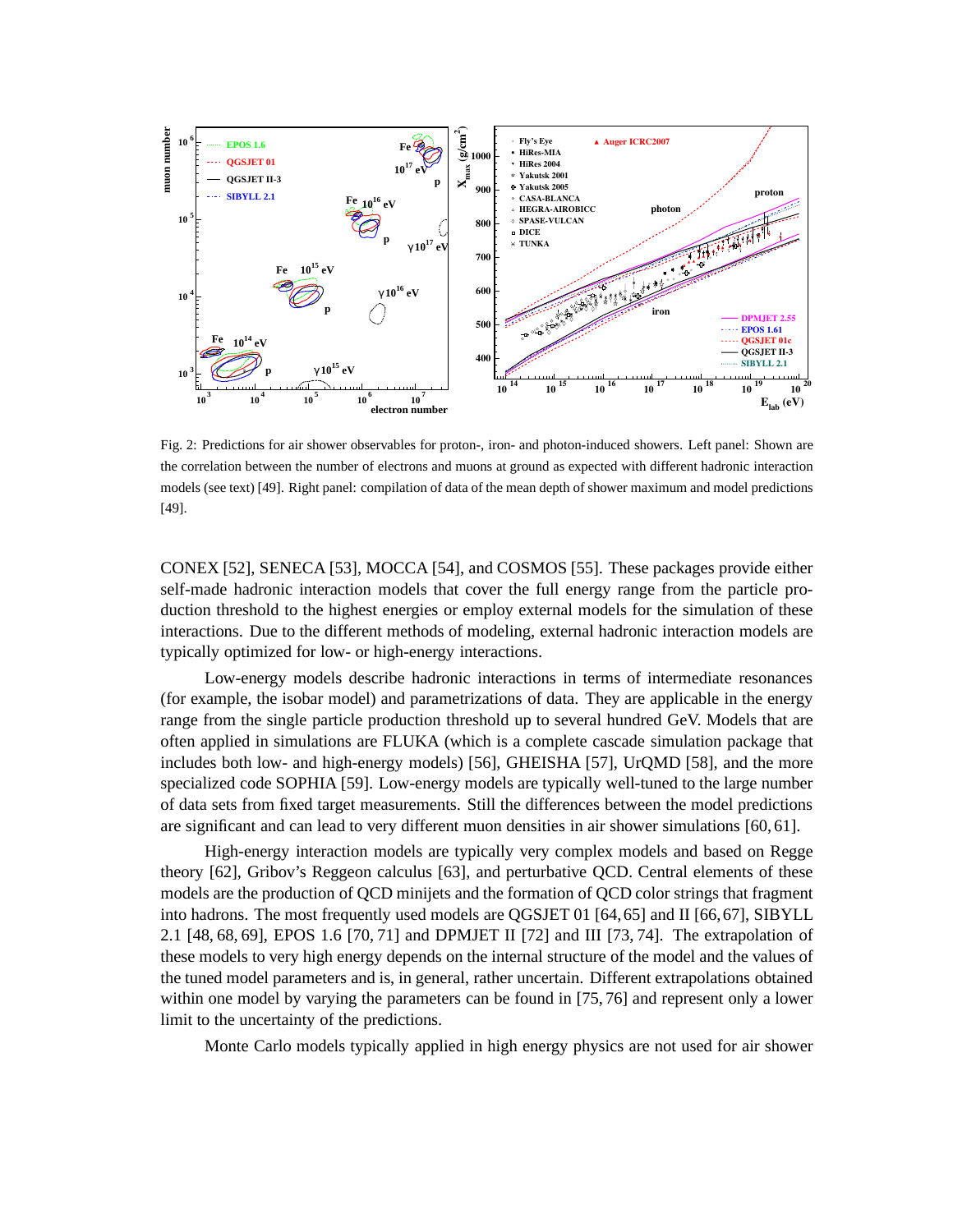Fig. 2: Predictions for air shower observables for proton-, iron- and photon-induced showers. Left panel: Shown are the correlation between the number of electrons and muons at ground as expected with different hadronic interaction models (see text) [49]. Right panel: compilation of data of the mean depth of shower maximum and model predictions [49].

CONEX [52], SENECA [53], MOCCA [54], and COSMOS [55]. These packages provide either self-made hadronic interaction models that cover the full energy range from the particle production threshold to the highest energies or employ external models for the simulation of these interactions. Due to the different methods of modeling, external hadronic interaction models are typically optimized for low- or high-energy interactions.

Low-energy models describe hadronic interactions in terms of intermediate resonances (for example, the isobar model) and parametrizations of data. They are applicable in the energy range from the single particle production threshold up to several hundred GeV. Models that are often applied in simulations are FLUKA (which is a complete cascade simulation package that includes both low- and high-energy models) [56], GHEISHA [57], UrQMD [58], and the more specialized code SOPHIA [59]. Low-energy models are typically well-tuned to the large number of data sets from fixed target measurements. Still the differences between the model predictions are significant and can lead to very different muon densities in air shower simulations [60, 61].

High-energy interaction models are typically very complex models and based on Regge theory [62], Gribov's Reggeon calculus [63], and perturbative QCD. Central elements of these models are the production of QCD minijets and the formation of QCD color strings that fragment into hadrons. The most frequently used models are QGSJET 01 [64, 65] and II [66, 67], SIBYLL 2.1 [48, 68, 69], EPOS 1.6 [70, 71] and DPMJET II [72] and III [73, 74]. The extrapolation of these models to very high energy depends on the internal structure of the model and the values of the tuned model parameters and is, in general, rather uncertain. Different extrapolations obtained within one model by varying the parameters can be found in [75, 76] and represent only a lower limit to the uncertainty of the predictions.

Monte Carlo models typically applied in high energy physics are not used for air shower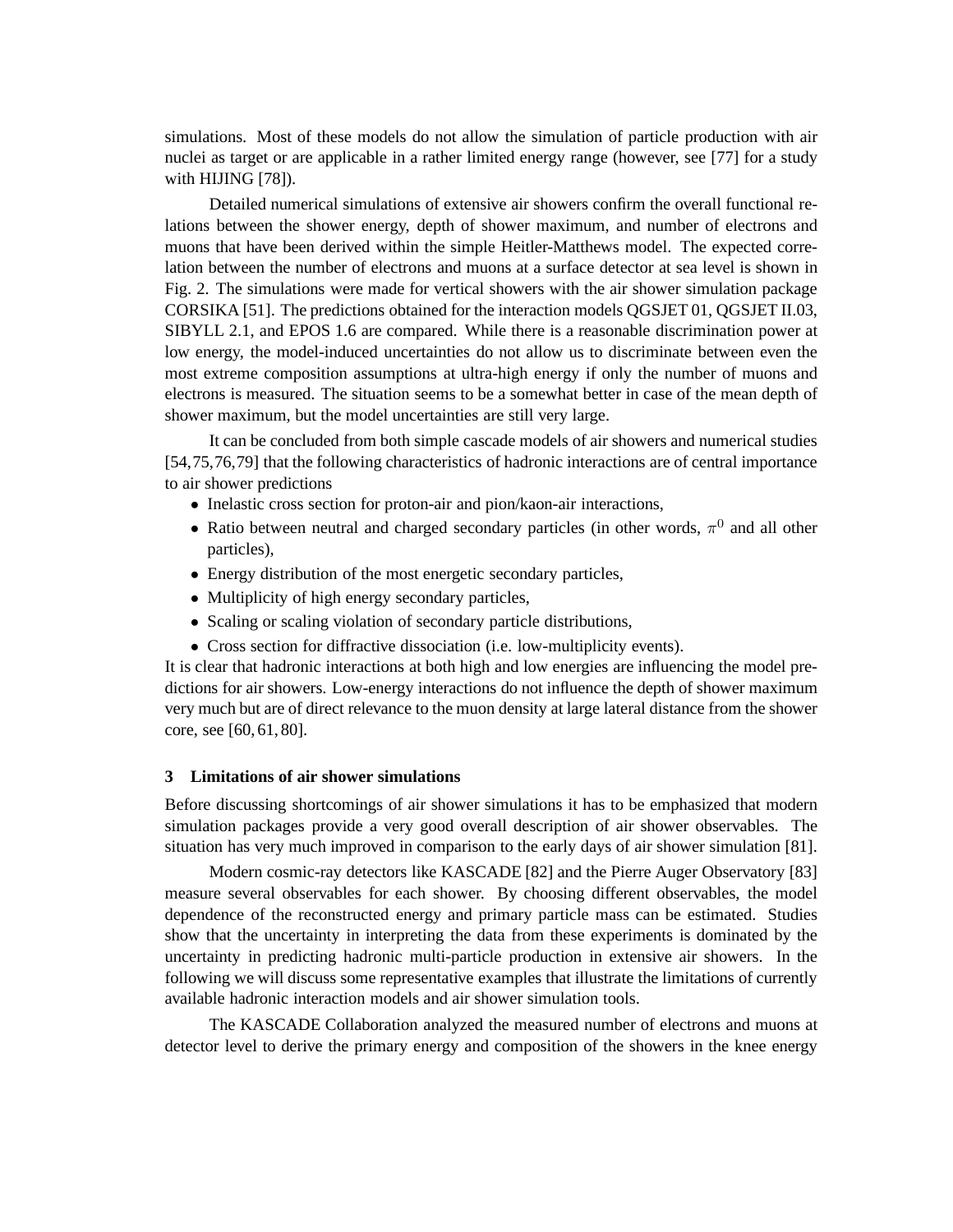simulations. Most of these models do not allow the simulation of particle production with air nuclei as target or are applicable in a rather limited energy range (however, see [77] for a study with HIJING [78]).

Detailed numerical simulations of extensive air showers confirm the overall functional relations between the shower energy, depth of shower maximum, and number of electrons and muons that have been derived within the simple Heitler-Matthews model. The expected correlation between the number of electrons and muons at a surface detector at sea level is shown in Fig. 2. The simulations were made for vertical showers with the air shower simulation package CORSIKA [51]. The predictions obtained for the interaction models QGSJET 01, QGSJET II.03, SIBYLL 2.1, and EPOS 1.6 are compared. While there is a reasonable discrimination power at low energy, the model-induced uncertainties do not allow us to discriminate between even the most extreme composition assumptions at ultra-high energy if only the number of muons and electrons is measured. The situation seems to be a somewhat better in case of the mean depth of shower maximum, but the model uncertainties are still very large.

It can be concluded from both simple cascade models of air showers and numerical studies [54,75,76,79] that the following characteristics of hadronic interactions are of central importance to air shower predictions

- Inelastic cross section for proton-air and pion/kaon-air interactions,
- Ratio between neutral and charged secondary particles (in other words, $\pi^0$ and all other particles),
- Energy distribution of the most energetic secondary particles,
- Multiplicity of high energy secondary particles,
- Scaling or scaling violation of secondary particle distributions,
- Cross section for diffractive dissociation (i.e. low-multiplicity events).

It is clear that hadronic interactions at both high and low energies are influencing the model predictions for air showers. Low-energy interactions do not influence the depth of shower maximum very much but are of direct relevance to the muon density at large lateral distance from the shower core, see [60, 61, 80].

## 3 Limitations of air shower simulations

Before discussing shortcomings of air shower simulations it has to be emphasized that modern simulation packages provide a very good overall description of air shower observables. The situation has very much improved in comparison to the early days of air shower simulation [81].

Modern cosmic-ray detectors like KASCADE [82] and the Pierre Auger Observatory [83] measure several observables for each shower. By choosing different observables, the model dependence of the reconstructed energy and primary particle mass can be estimated. Studies show that the uncertainty in interpreting the data from these experiments is dominated by the uncertainty in predicting hadronic multi-particle production in extensive air showers. In the following we will discuss some representative examples that illustrate the limitations of currently available hadronic interaction models and air shower simulation tools.

The KASCADE Collaboration analyzed the measured number of electrons and muons at detector level to derive the primary energy and composition of the showers in the knee energy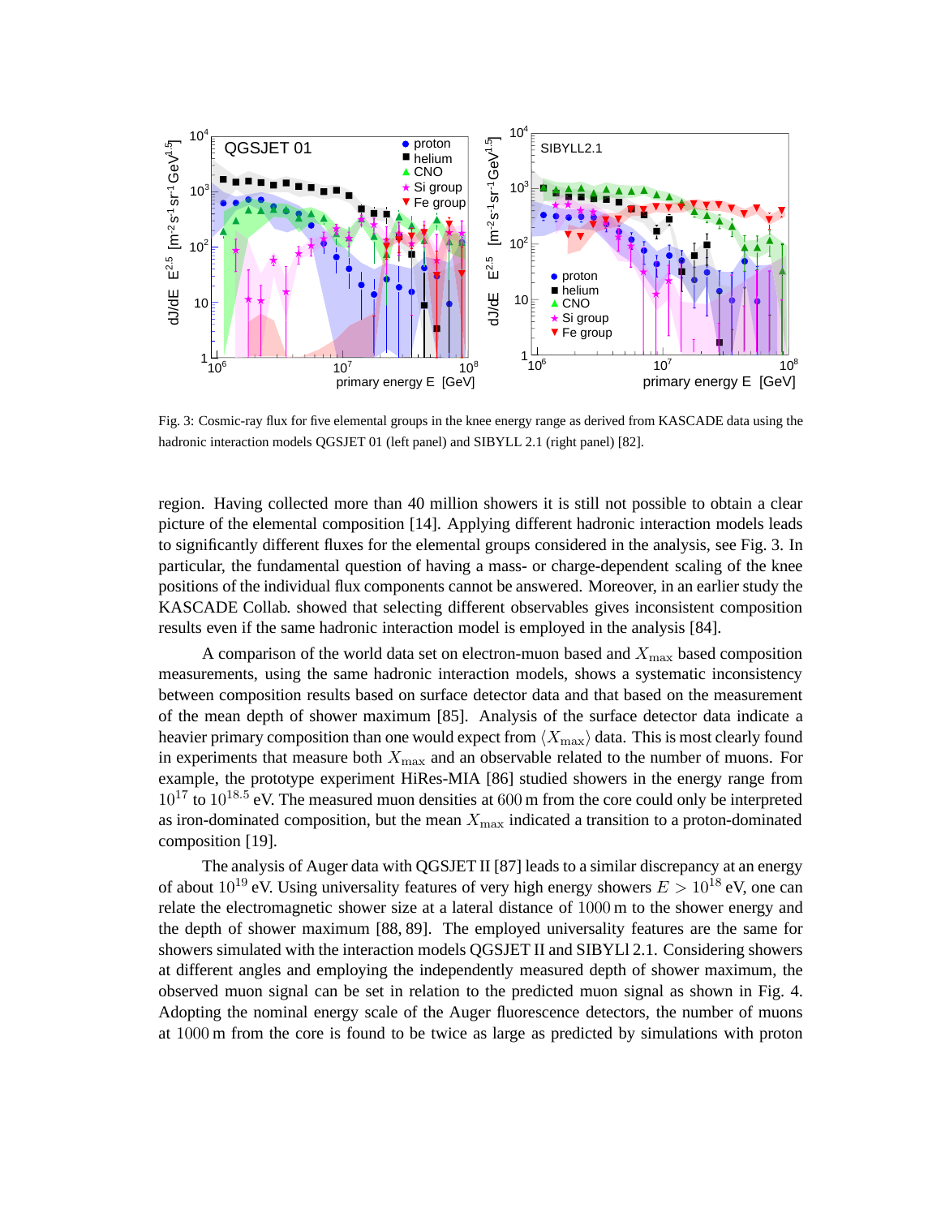Fig. 3: Cosmic-ray flux for five elemental groups in the knee energy range as derived from KASCADE data using the hadronic interaction models QGSJET 01 (left panel) and SIBYLL 2.1 (right panel) [82].

region. Having collected more than 40 million showers it is still not possible to obtain a clear picture of the elemental composition [14]. Applying different hadronic interaction models leads to significantly different fluxes for the elemental groups considered in the analysis, see Fig. 3. In particular, the fundamental question of having a mass- or charge-dependent scaling of the knee positions of the individual flux components cannot be answered. Moreover, in an earlier study the KASCADE Collab. showed that selecting different observables gives inconsistent composition results even if the same hadronic interaction model is employed in the analysis [84].

A comparison of the world data set on electron-muon based and $X_{\rm max}$ based composition measurements, using the same hadronic interaction models, shows a systematic inconsistency between composition results based on surface detector data and that based on the measurement of the mean depth of shower maximum [85]. Analysis of the surface detector data indicate a heavier primary composition than one would expect from $\langle X_{\rm max}\rangle$ data. This is most clearly found in experiments that measure both $X_{\rm max}$ and an observable related to the number of muons. For example, the prototype experiment HiRes-MIA [86] studied showers in the energy range from $10^{17}$ to $10^{18.5}$ eV. The measured muon densities at $600$ m from the core could only be interpreted as iron-dominated composition, but the mean $X_{\rm max}$ indicated a transition to a proton-dominated composition [19].

The analysis of Auger data with QGSJET II [87] leads to a similar discrepancy at an energy of about $10^{19}$ eV. Using universality features of very high energy showers $E > 10^{18}$ eV, one can relate the electromagnetic shower size at a lateral distance of $1000$ m to the shower energy and the depth of shower maximum [88, 89]. The employed universality features are the same for showers simulated with the interaction models QGSJET II and SIBYLl 2.1. Considering showers at different angles and employing the independently measured depth of shower maximum, the observed muon signal can be set in relation to the predicted muon signal as shown in Fig. 4. Adopting the nominal energy scale of the Auger fluorescence detectors, the number of muons at $1000$ m from the core is found to be twice as large as predicted by simulations with proton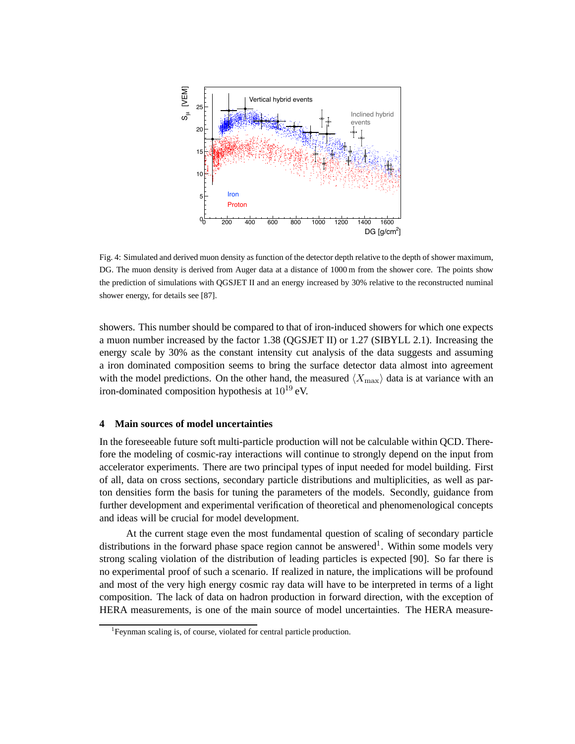Fig. 4: Simulated and derived muon density as function of the detector depth relative to the depth of shower maximum, DG. The muon density is derived from Auger data at a distance of 1000 m from the shower core. The points show the prediction of simulations with QGSJET II and an energy increased by 30% relative to the reconstructed nominal shower energy, for details see [87].

showers. This number should be compared to that of iron-induced showers for which one expects a muon number increased by the factor 1.38 (QGSJET II) or 1.27 (SIBYLL 2.1). Increasing the energy scale by 30% as the constant intensity cut analysis of the data suggests and assuming a iron dominated composition seems to bring the surface detector data almost into agreement with the model predictions. On the other hand, the measured $\langle X_{\rm max}\rangle$ data is at variance with an iron-dominated composition hypothesis at $10^{19}$ eV.

## 4 Main sources of model uncertainties

In the foreseeable future soft multi-particle production will not be calculable within QCD. Therefore the modeling of cosmic-ray interactions will continue to strongly depend on the input from accelerator experiments. There are two principal types of input needed for model building. First of all, data on cross sections, secondary particle distributions and multiplicities, as well as parton densities form the basis for tuning the parameters of the models. Secondly, guidance from further development and experimental verification of theoretical and phenomenological concepts and ideas will be crucial for model development.

At the current stage even the most fundamental question of scaling of secondary particle distributions in the forward phase space region cannot be answered[1]. Within some models very strong scaling violation of the distribution of leading particles is expected [90]. So far there is no experimental proof of such a scenario. If realized in nature, the implications will be profound and most of the very high energy cosmic ray data will have to be interpreted in terms of a light composition. The lack of data on hadron production in forward direction, with the exception of HERA measurements, is one of the main source of model uncertainties. The HERA measure-

[1] Feynman scaling is, of course, violated for central particle production.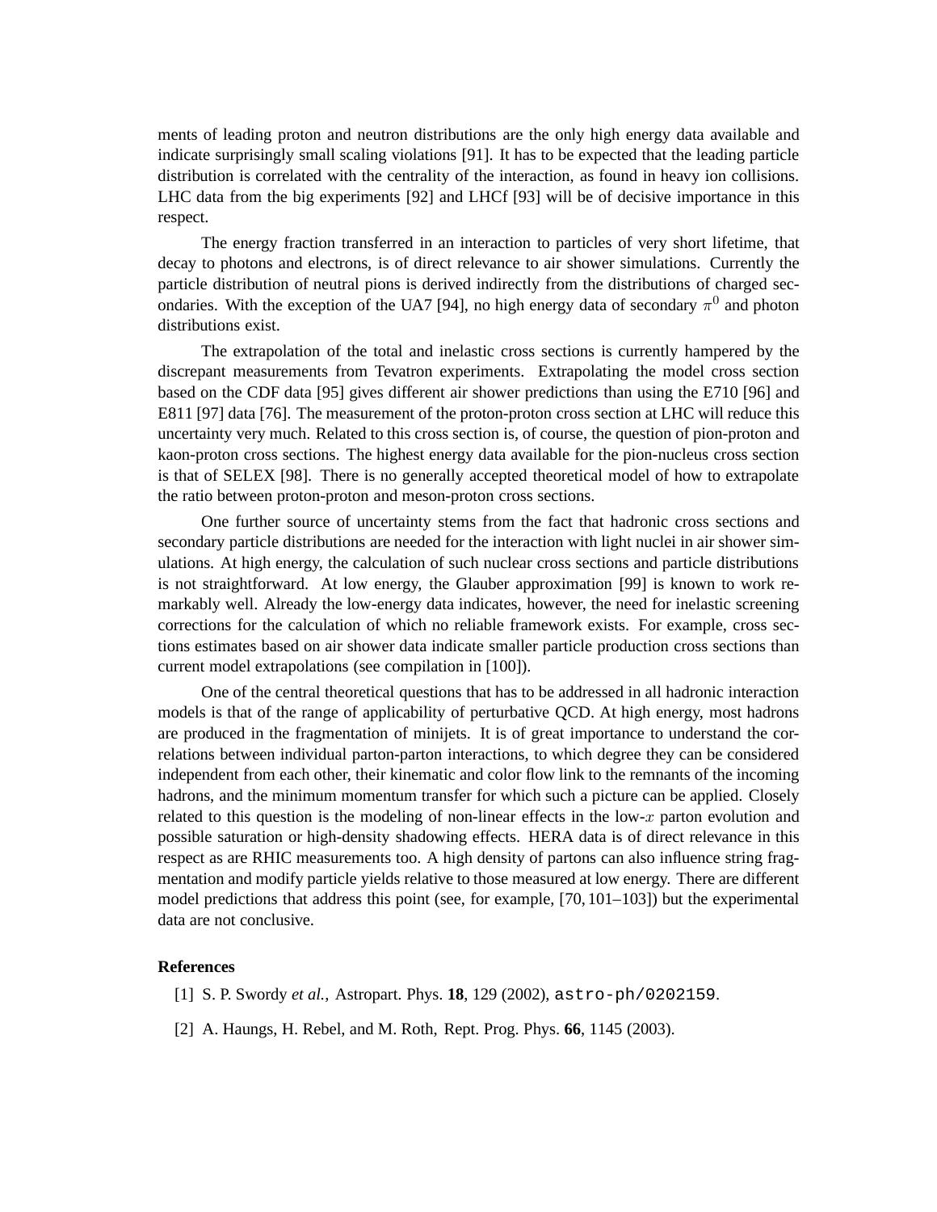ments of leading proton and neutron distributions are the only high energy data available and indicate surprisingly small scaling violations [91]. It has to be expected that the leading particle distribution is correlated with the centrality of the interaction, as found in heavy ion collisions. LHC data from the big experiments [92] and LHCf [93] will be of decisive importance in this respect.

The energy fraction transferred in an interaction to particles of very short lifetime, that decay to photons and electrons, is of direct relevance to air shower simulations. Currently the particle distribution of neutral pions is derived indirectly from the distributions of charged secondaries. With the exception of the UA7 [94], no high energy data of secondary $\pi^0$ and photon distributions exist.

The extrapolation of the total and inelastic cross sections is currently hampered by the discrepant measurements from Tevatron experiments. Extrapolating the model cross section based on the CDF data [95] gives different air shower predictions than using the E710 [96] and E811 [97] data [76]. The measurement of the proton-proton cross section at LHC will reduce this uncertainty very much. Related to this cross section is, of course, the question of pion-proton and kaon-proton cross sections. The highest energy data available for the pion-nucleus cross section is that of SELEX [98]. There is no generally accepted theoretical model of how to extrapolate the ratio between proton-proton and meson-proton cross sections.

One further source of uncertainty stems from the fact that hadronic cross sections and secondary particle distributions are needed for the interaction with light nuclei in air shower simulations. At high energy, the calculation of such nuclear cross sections and particle distributions is not straightforward. At low energy, the Glauber approximation [99] is known to work remarkably well. Already the low-energy data indicates, however, the need for inelastic screening corrections for the calculation of which no reliable framework exists. For example, cross sections estimates based on air shower data indicate smaller particle production cross sections than current model extrapolations (see compilation in [100]).

One of the central theoretical questions that has to be addressed in all hadronic interaction models is that of the range of applicability of perturbative QCD. At high energy, most hadrons are produced in the fragmentation of minijets. It is of great importance to understand the correlations between individual parton-parton interactions, to which degree they can be considered independent from each other, their kinematic and color flow link to the remnants of the incoming hadrons, and the minimum momentum transfer for which such a picture can be applied. Closely related to this question is the modeling of non-linear effects in the low-$x$ parton evolution and possible saturation or high-density shadowing effects. HERA data is of direct relevance in this respect as are RHIC measurements too. A high density of partons can also influence string fragmentation and modify particle yields relative to those measured at low energy. There are different model predictions that address this point (see, for example, [70, 101–103]) but the experimental data are not conclusive.

## References

[1] S. P. Swordy *et al.*, Astropart. Phys. **18**, 129 (2002), astro-ph/0202159.

[2] A. Haungs, H. Rebel, and M. Roth, Rept. Prog. Phys. **66**, 1145 (2003).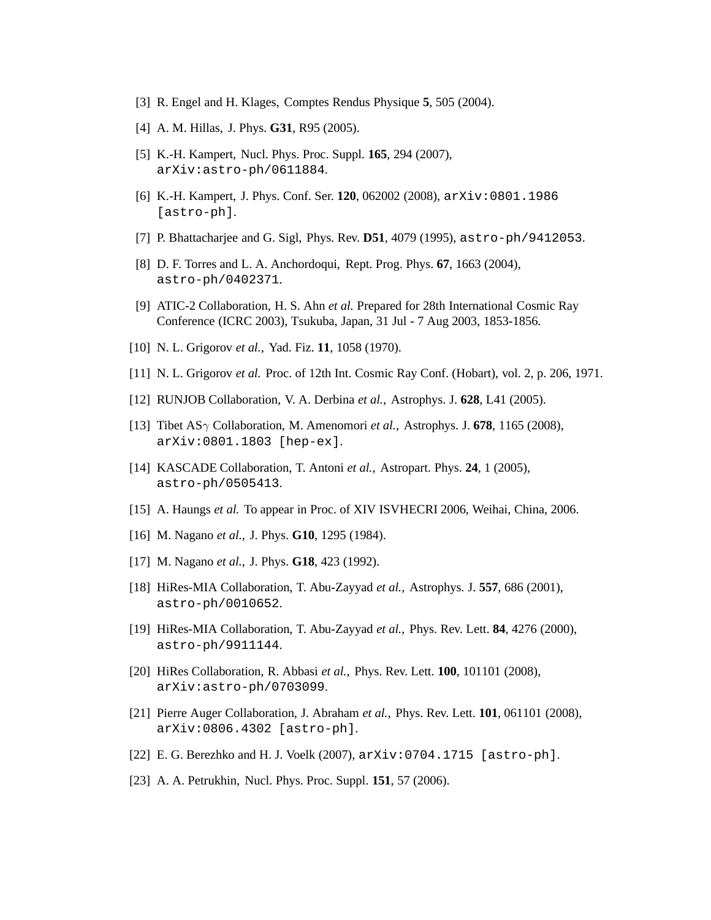[3] R. Engel and H. Klages, Comptes Rendus Physique **5**, 505 (2004).

[4] A. M. Hillas, J. Phys. **G31**, R95 (2005).

[5] K.-H. Kampert, Nucl. Phys. Proc. Suppl. **165**, 294 (2007), `arXiv:astro-ph/0611884`.

[6] K.-H. Kampert, J. Phys. Conf. Ser. **120**, 062002 (2008), `arXiv:0801.1986 [astro-ph]`.

[7] P. Bhattacharjee and G. Sigl, Phys. Rev. **D51**, 4079 (1995), `astro-ph/9412053`.

[8] D. F. Torres and L. A. Anchordoqui, Rept. Prog. Phys. **67**, 1663 (2004), `astro-ph/0402371`.

[9] ATIC-2 Collaboration, H. S. Ahn *et al.* Prepared for 28th International Cosmic Ray Conference (ICRC 2003), Tsukuba, Japan, 31 Jul - 7 Aug 2003, 1853-1856.

[10] N. L. Grigorov *et al.*, Yad. Fiz. **11**, 1058 (1970).

[11] N. L. Grigorov *et al.* Proc. of 12th Int. Cosmic Ray Conf. (Hobart), vol. 2, p. 206, 1971.

[12] RUNJOB Collaboration, V. A. Derbina *et al.*, Astrophys. J. **628**, L41 (2005).

[13] Tibet AS$\gamma$ Collaboration, M. Amenomori *et al.*, Astrophys. J. **678**, 1165 (2008), `arXiv:0801.1803 [hep-ex]`.

[14] KASCADE Collaboration, T. Antoni *et al.*, Astropart. Phys. **24**, 1 (2005), `astro-ph/0505413`.

[15] A. Haungs *et al.* To appear in Proc. of XIV ISVHECRI 2006, Weihai, China, 2006.

[16] M. Nagano *et al.*, J. Phys. **G10**, 1295 (1984).

[17] M. Nagano *et al.*, J. Phys. **G18**, 423 (1992).

[18] HiRes-MIA Collaboration, T. Abu-Zayyad *et al.*, Astrophys. J. **557**, 686 (2001), `astro-ph/0010652`.

[19] HiRes-MIA Collaboration, T. Abu-Zayyad *et al.*, Phys. Rev. Lett. **84**, 4276 (2000), `astro-ph/9911144`.

[20] HiRes Collaboration, R. Abbasi *et al.*, Phys. Rev. Lett. **100**, 101101 (2008), `arXiv:astro-ph/0703099`.

[21] Pierre Auger Collaboration, J. Abraham *et al.*, Phys. Rev. Lett. **101**, 061101 (2008), `arXiv:0806.4302 [astro-ph]`.

[22] E. G. Berezhko and H. J. Voelk (2007), `arXiv:0704.1715 [astro-ph]`.

[23] A. A. Petrukhin, Nucl. Phys. Proc. Suppl. **151**, 57 (2006).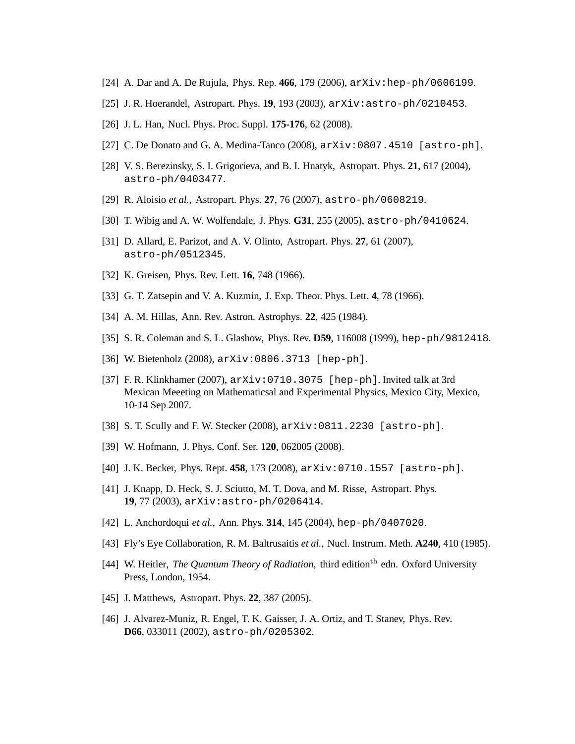[24] A. Dar and A. De Rujula, Phys. Rep. **466**, 179 (2006), `arXiv:hep-ph/0606199`.

[25] J. R. Hoerandel, Astropart. Phys. **19**, 193 (2003), `arXiv:astro-ph/0210453`.

[26] J. L. Han, Nucl. Phys. Proc. Suppl. **175-176**, 62 (2008).

[27] C. De Donato and G. A. Medina-Tanco (2008), `arXiv:0807.4510 [astro-ph]`.

[28] V. S. Berezinsky, S. I. Grigorieva, and B. I. Hnatyk, Astropart. Phys. **21**, 617 (2004), `astro-ph/0403477`.

[29] R. Aloisio *et al.*, Astropart. Phys. **27**, 76 (2007), `astro-ph/0608219`.

[30] T. Wibig and A. W. Wolfendale, J. Phys. **G31**, 255 (2005), `astro-ph/0410624`.

[31] D. Allard, E. Parizot, and A. V. Olinto, Astropart. Phys. **27**, 61 (2007), `astro-ph/0512345`.

[32] K. Greisen, Phys. Rev. Lett. **16**, 748 (1966).

[33] G. T. Zatsepin and V. A. Kuzmin, J. Exp. Theor. Phys. Lett. **4**, 78 (1966).

[34] A. M. Hillas, Ann. Rev. Astron. Astrophys. **22**, 425 (1984).

[35] S. R. Coleman and S. L. Glashow, Phys. Rev. **D59**, 116008 (1999), `hep-ph/9812418`.

[36] W. Bietenholz (2008), `arXiv:0806.3713 [hep-ph]`.

[37] F. R. Klinkhamer (2007), `arXiv:0710.3075 [hep-ph]`. Invited talk at 3rd Mexican Meeeting on Mathematicsal and Experimental Physics, Mexico City, Mexico, 10-14 Sep 2007.

[38] S. T. Scully and F. W. Stecker (2008), `arXiv:0811.2230 [astro-ph]`.

[39] W. Hofmann, J. Phys. Conf. Ser. **120**, 062005 (2008).

[40] J. K. Becker, Phys. Rept. **458**, 173 (2008), `arXiv:0710.1557 [astro-ph]`.

[41] J. Knapp, D. Heck, S. J. Sciutto, M. T. Dova, and M. Risse, Astropart. Phys. **19**, 77 (2003), `arXiv:astro-ph/0206414`.

[42] L. Anchordoqui *et al.*, Ann. Phys. **314**, 145 (2004), `hep-ph/0407020`.

[43] Fly's Eye Collaboration, R. M. Baltrusaitis *et al.*, Nucl. Instrum. Meth. **A240**, 410 (1985).

[44] W. Heitler, *The Quantum Theory of Radiation*, third edition$^{\rm th}$ edn. Oxford University Press, London, 1954.

[45] J. Matthews, Astropart. Phys. **22**, 387 (2005).

[46] J. Alvarez-Muniz, R. Engel, T. K. Gaisser, J. A. Ortiz, and T. Stanev, Phys. Rev. **D66**, 033011 (2002), `astro-ph/0205302`.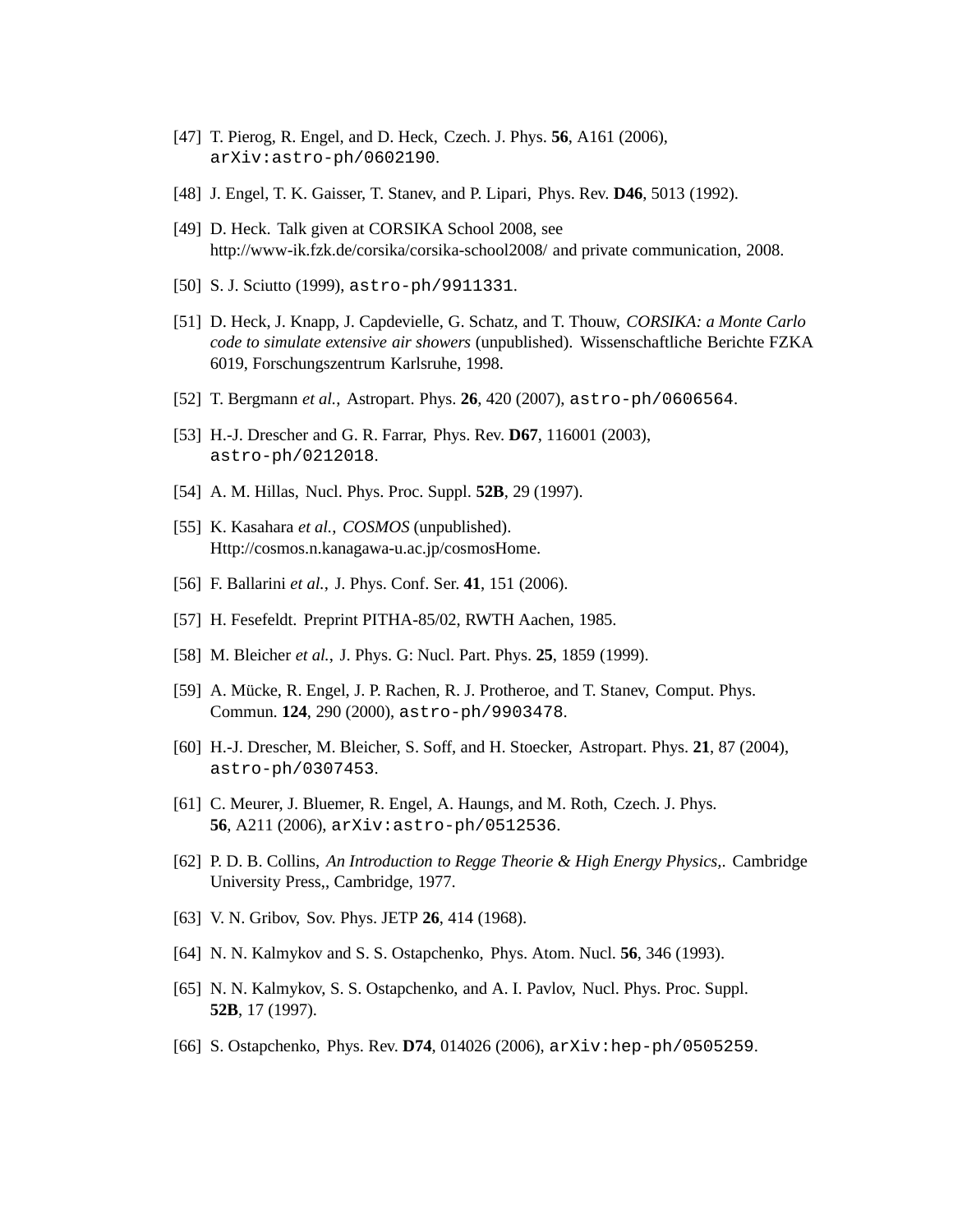[47] T. Pierog, R. Engel, and D. Heck, Czech. J. Phys. **56**, A161 (2006), `arXiv:astro-ph/0602190`.

[48] J. Engel, T. K. Gaisser, T. Stanev, and P. Lipari, Phys. Rev. **D46**, 5013 (1992).

[49] D. Heck. Talk given at CORSIKA School 2008, see http://www-ik.fzk.de/corsika/corsika-school2008/ and private communication, 2008.

[50] S. J. Sciutto (1999), `astro-ph/9911331`.

[51] D. Heck, J. Knapp, J. Capdevielle, G. Schatz, and T. Thouw, *CORSIKA: a Monte Carlo code to simulate extensive air showers* (unpublished). Wissenschaftliche Berichte FZKA 6019, Forschungszentrum Karlsruhe, 1998.

[52] T. Bergmann *et al.*, Astropart. Phys. **26**, 420 (2007), `astro-ph/0606564`.

[53] H.-J. Drescher and G. R. Farrar, Phys. Rev. **D67**, 116001 (2003), `astro-ph/0212018`.

[54] A. M. Hillas, Nucl. Phys. Proc. Suppl. **52B**, 29 (1997).

[55] K. Kasahara *et al.*, *COSMOS* (unpublished). Http://cosmos.n.kanagawa-u.ac.jp/cosmosHome.

[56] F. Ballarini *et al.*, J. Phys. Conf. Ser. **41**, 151 (2006).

[57] H. Fesefeldt. Preprint PITHA-85/02, RWTH Aachen, 1985.

[58] M. Bleicher *et al.*, J. Phys. G: Nucl. Part. Phys. **25**, 1859 (1999).

[59] A. Mücke, R. Engel, J. P. Rachen, R. J. Protheroe, and T. Stanev, Comput. Phys. Commun. **124**, 290 (2000), `astro-ph/9903478`.

[60] H.-J. Drescher, M. Bleicher, S. Soff, and H. Stoecker, Astropart. Phys. **21**, 87 (2004), `astro-ph/0307453`.

[61] C. Meurer, J. Bluemer, R. Engel, A. Haungs, and M. Roth, Czech. J. Phys. **56**, A211 (2006), `arXiv:astro-ph/0512536`.

[62] P. D. B. Collins, *An Introduction to Regge Theorie & High Energy Physics,*. Cambridge University Press,, Cambridge, 1977.

[63] V. N. Gribov, Sov. Phys. JETP **26**, 414 (1968).

[64] N. N. Kalmykov and S. S. Ostapchenko, Phys. Atom. Nucl. **56**, 346 (1993).

[65] N. N. Kalmykov, S. S. Ostapchenko, and A. I. Pavlov, Nucl. Phys. Proc. Suppl. **52B**, 17 (1997).

[66] S. Ostapchenko, Phys. Rev. **D74**, 014026 (2006), `arXiv:hep-ph/0505259`.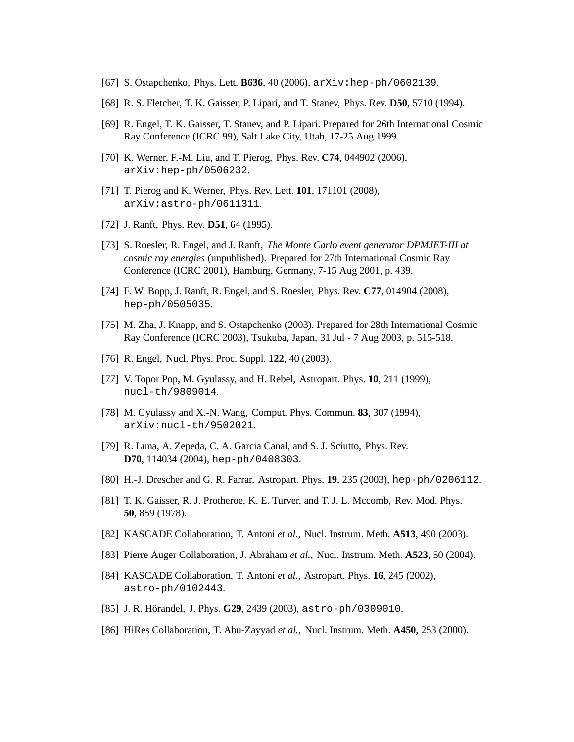[67] S. Ostapchenko, Phys. Lett. **B636**, 40 (2006), `arXiv:hep-ph/0602139`.

[68] R. S. Fletcher, T. K. Gaisser, P. Lipari, and T. Stanev, Phys. Rev. **D50**, 5710 (1994).

[69] R. Engel, T. K. Gaisser, T. Stanev, and P. Lipari. Prepared for 26th International Cosmic Ray Conference (ICRC 99), Salt Lake City, Utah, 17-25 Aug 1999.

[70] K. Werner, F.-M. Liu, and T. Pierog, Phys. Rev. **C74**, 044902 (2006), `arXiv:hep-ph/0506232`.

[71] T. Pierog and K. Werner, Phys. Rev. Lett. **101**, 171101 (2008), `arXiv:astro-ph/0611311`.

[72] J. Ranft, Phys. Rev. **D51**, 64 (1995).

[73] S. Roesler, R. Engel, and J. Ranft, *The Monte Carlo event generator DPMJET-III at cosmic ray energies* (unpublished). Prepared for 27th International Cosmic Ray Conference (ICRC 2001), Hamburg, Germany, 7-15 Aug 2001, p. 439.

[74] F. W. Bopp, J. Ranft, R. Engel, and S. Roesler, Phys. Rev. **C77**, 014904 (2008), `hep-ph/0505035`.

[75] M. Zha, J. Knapp, and S. Ostapchenko (2003). Prepared for 28th International Cosmic Ray Conference (ICRC 2003), Tsukuba, Japan, 31 Jul - 7 Aug 2003, p. 515-518.

[76] R. Engel, Nucl. Phys. Proc. Suppl. **122**, 40 (2003).

[77] V. Topor Pop, M. Gyulassy, and H. Rebel, Astropart. Phys. **10**, 211 (1999), `nucl-th/9809014`.

[78] M. Gyulassy and X.-N. Wang, Comput. Phys. Commun. **83**, 307 (1994), `arXiv:nucl-th/9502021`.

[79] R. Luna, A. Zepeda, C. A. Garcia Canal, and S. J. Sciutto, Phys. Rev. **D70**, 114034 (2004), `hep-ph/0408303`.

[80] H.-J. Drescher and G. R. Farrar, Astropart. Phys. **19**, 235 (2003), `hep-ph/0206112`.

[81] T. K. Gaisser, R. J. Protheroe, K. E. Turver, and T. J. L. Mccomb, Rev. Mod. Phys. **50**, 859 (1978).

[82] KASCADE Collaboration, T. Antoni *et al.*, Nucl. Instrum. Meth. **A513**, 490 (2003).

[83] Pierre Auger Collaboration, J. Abraham *et al.*, Nucl. Instrum. Meth. **A523**, 50 (2004).

[84] KASCADE Collaboration, T. Antoni *et al.*, Astropart. Phys. **16**, 245 (2002), `astro-ph/0102443`.

[85] J. R. Hörandel, J. Phys. **G29**, 2439 (2003), `astro-ph/0309010`.

[86] HiRes Collaboration, T. Abu-Zayyad *et al.*, Nucl. Instrum. Meth. **A450**, 253 (2000).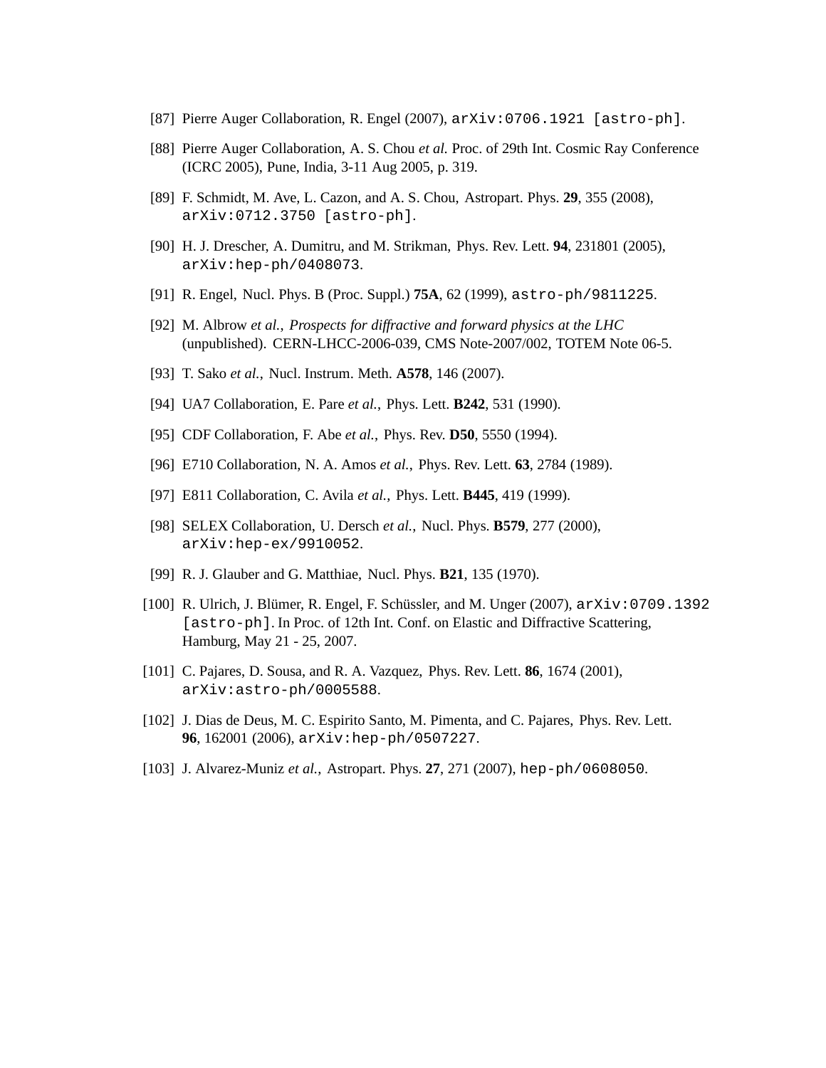[87] Pierre Auger Collaboration, R. Engel (2007), `arXiv:0706.1921 [astro-ph]`.

[88] Pierre Auger Collaboration, A. S. Chou *et al.* Proc. of 29th Int. Cosmic Ray Conference (ICRC 2005), Pune, India, 3-11 Aug 2005, p. 319.

[89] F. Schmidt, M. Ave, L. Cazon, and A. S. Chou, Astropart. Phys. **29**, 355 (2008), `arXiv:0712.3750 [astro-ph]`.

[90] H. J. Drescher, A. Dumitru, and M. Strikman, Phys. Rev. Lett. **94**, 231801 (2005), `arXiv:hep-ph/0408073`.

[91] R. Engel, Nucl. Phys. B (Proc. Suppl.) **75A**, 62 (1999), `astro-ph/9811225`.

[92] M. Albrow *et al.*, *Prospects for diffractive and forward physics at the LHC* (unpublished). CERN-LHCC-2006-039, CMS Note-2007/002, TOTEM Note 06-5.

[93] T. Sako *et al.*, Nucl. Instrum. Meth. **A578**, 146 (2007).

[94] UA7 Collaboration, E. Pare *et al.*, Phys. Lett. **B242**, 531 (1990).

[95] CDF Collaboration, F. Abe *et al.*, Phys. Rev. **D50**, 5550 (1994).

[96] E710 Collaboration, N. A. Amos *et al.*, Phys. Rev. Lett. **63**, 2784 (1989).

[97] E811 Collaboration, C. Avila *et al.*, Phys. Lett. **B445**, 419 (1999).

[98] SELEX Collaboration, U. Dersch *et al.*, Nucl. Phys. **B579**, 277 (2000), `arXiv:hep-ex/9910052`.

[99] R. J. Glauber and G. Matthiae, Nucl. Phys. **B21**, 135 (1970).

[100] R. Ulrich, J. Blümer, R. Engel, F. Schüssler, and M. Unger (2007), `arXiv:0709.1392 [astro-ph]`. In Proc. of 12th Int. Conf. on Elastic and Diffractive Scattering, Hamburg, May 21 - 25, 2007.

[101] C. Pajares, D. Sousa, and R. A. Vazquez, Phys. Rev. Lett. **86**, 1674 (2001), `arXiv:astro-ph/0005588`.

[102] J. Dias de Deus, M. C. Espirito Santo, M. Pimenta, and C. Pajares, Phys. Rev. Lett. **96**, 162001 (2006), `arXiv:hep-ph/0507227`.

[103] J. Alvarez-Muniz *et al.*, Astropart. Phys. **27**, 271 (2007), `hep-ph/0608050`.